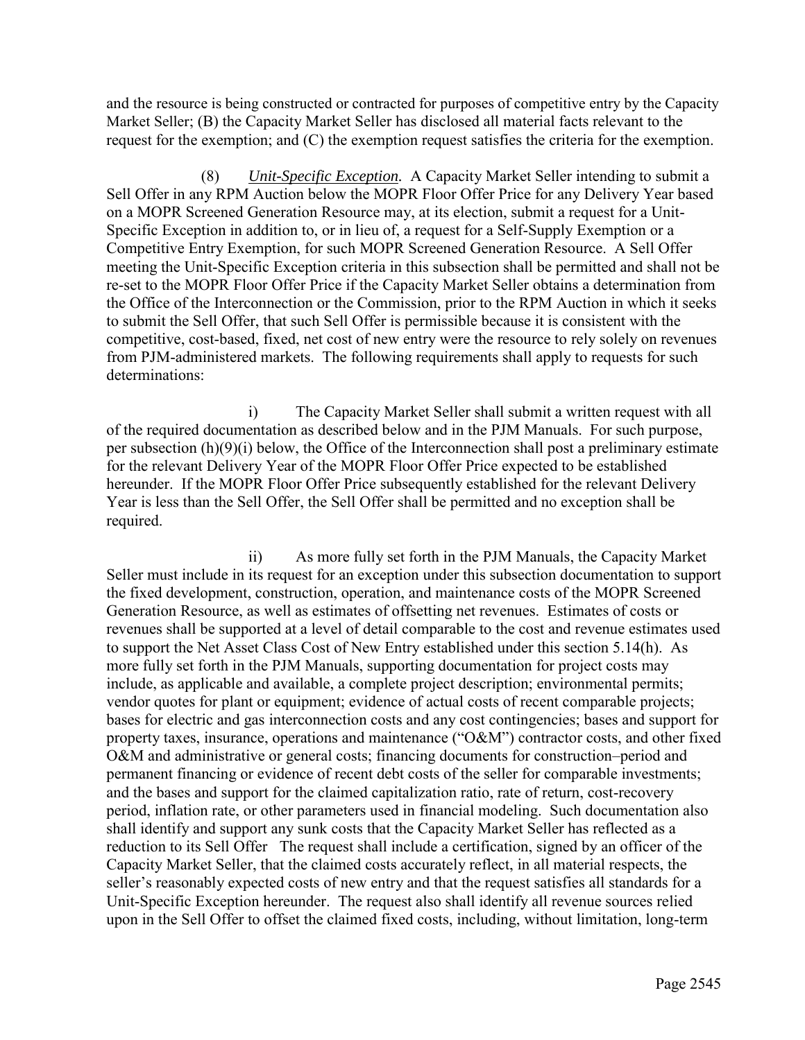and the resource is being constructed or contracted for purposes of competitive entry by the Capacity Market Seller; (B) the Capacity Market Seller has disclosed all material facts relevant to the request for the exemption; and (C) the exemption request satisfies the criteria for the exemption.

(8) *Unit-Specific Exception.* A Capacity Market Seller intending to submit a Sell Offer in any RPM Auction below the MOPR Floor Offer Price for any Delivery Year based on a MOPR Screened Generation Resource may, at its election, submit a request for a Unit-Specific Exception in addition to, or in lieu of, a request for a Self-Supply Exemption or a Competitive Entry Exemption, for such MOPR Screened Generation Resource. A Sell Offer meeting the Unit-Specific Exception criteria in this subsection shall be permitted and shall not be re-set to the MOPR Floor Offer Price if the Capacity Market Seller obtains a determination from the Office of the Interconnection or the Commission, prior to the RPM Auction in which it seeks to submit the Sell Offer, that such Sell Offer is permissible because it is consistent with the competitive, cost-based, fixed, net cost of new entry were the resource to rely solely on revenues from PJM-administered markets. The following requirements shall apply to requests for such determinations:

i) The Capacity Market Seller shall submit a written request with all of the required documentation as described below and in the PJM Manuals. For such purpose, per subsection (h)(9)(i) below, the Office of the Interconnection shall post a preliminary estimate for the relevant Delivery Year of the MOPR Floor Offer Price expected to be established hereunder. If the MOPR Floor Offer Price subsequently established for the relevant Delivery Year is less than the Sell Offer, the Sell Offer shall be permitted and no exception shall be required.

ii) As more fully set forth in the PJM Manuals, the Capacity Market Seller must include in its request for an exception under this subsection documentation to support the fixed development, construction, operation, and maintenance costs of the MOPR Screened Generation Resource, as well as estimates of offsetting net revenues. Estimates of costs or revenues shall be supported at a level of detail comparable to the cost and revenue estimates used to support the Net Asset Class Cost of New Entry established under this section 5.14(h). As more fully set forth in the PJM Manuals, supporting documentation for project costs may include, as applicable and available, a complete project description; environmental permits; vendor quotes for plant or equipment; evidence of actual costs of recent comparable projects; bases for electric and gas interconnection costs and any cost contingencies; bases and support for property taxes, insurance, operations and maintenance ("O&M") contractor costs, and other fixed O&M and administrative or general costs; financing documents for construction–period and permanent financing or evidence of recent debt costs of the seller for comparable investments; and the bases and support for the claimed capitalization ratio, rate of return, cost-recovery period, inflation rate, or other parameters used in financial modeling. Such documentation also shall identify and support any sunk costs that the Capacity Market Seller has reflected as a reduction to its Sell Offer The request shall include a certification, signed by an officer of the Capacity Market Seller, that the claimed costs accurately reflect, in all material respects, the seller's reasonably expected costs of new entry and that the request satisfies all standards for a Unit-Specific Exception hereunder. The request also shall identify all revenue sources relied upon in the Sell Offer to offset the claimed fixed costs, including, without limitation, long-term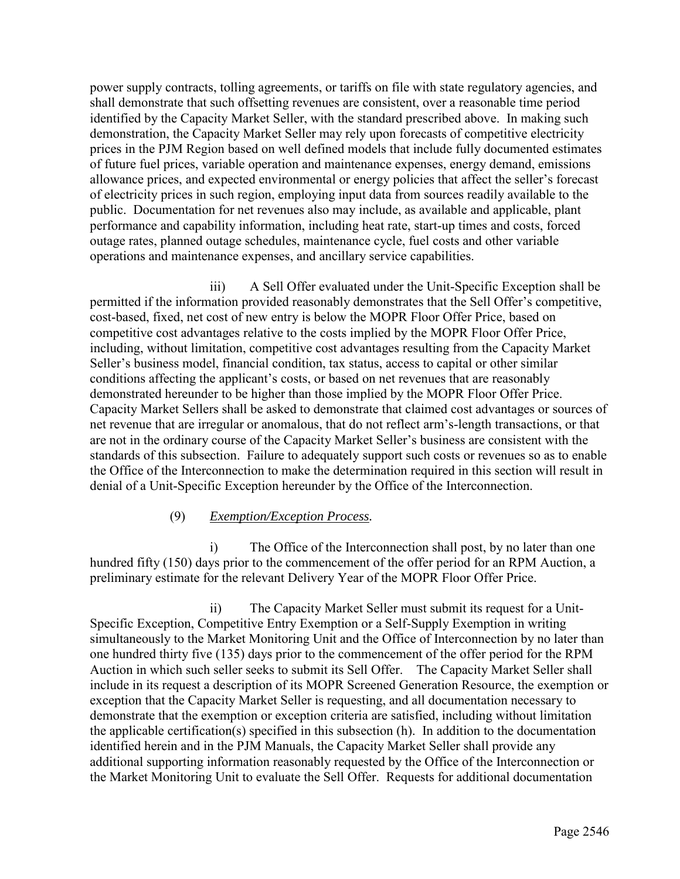power supply contracts, tolling agreements, or tariffs on file with state regulatory agencies, and shall demonstrate that such offsetting revenues are consistent, over a reasonable time period identified by the Capacity Market Seller, with the standard prescribed above. In making such demonstration, the Capacity Market Seller may rely upon forecasts of competitive electricity prices in the PJM Region based on well defined models that include fully documented estimates of future fuel prices, variable operation and maintenance expenses, energy demand, emissions allowance prices, and expected environmental or energy policies that affect the seller's forecast of electricity prices in such region, employing input data from sources readily available to the public. Documentation for net revenues also may include, as available and applicable, plant performance and capability information, including heat rate, start-up times and costs, forced outage rates, planned outage schedules, maintenance cycle, fuel costs and other variable operations and maintenance expenses, and ancillary service capabilities.

iii) A Sell Offer evaluated under the Unit-Specific Exception shall be permitted if the information provided reasonably demonstrates that the Sell Offer's competitive, cost-based, fixed, net cost of new entry is below the MOPR Floor Offer Price, based on competitive cost advantages relative to the costs implied by the MOPR Floor Offer Price, including, without limitation, competitive cost advantages resulting from the Capacity Market Seller's business model, financial condition, tax status, access to capital or other similar conditions affecting the applicant's costs, or based on net revenues that are reasonably demonstrated hereunder to be higher than those implied by the MOPR Floor Offer Price. Capacity Market Sellers shall be asked to demonstrate that claimed cost advantages or sources of net revenue that are irregular or anomalous, that do not reflect arm's-length transactions, or that are not in the ordinary course of the Capacity Market Seller's business are consistent with the standards of this subsection. Failure to adequately support such costs or revenues so as to enable the Office of the Interconnection to make the determination required in this section will result in denial of a Unit-Specific Exception hereunder by the Office of the Interconnection.

(9) *Exemption/Exception Process.*

i) The Office of the Interconnection shall post, by no later than one hundred fifty (150) days prior to the commencement of the offer period for an RPM Auction, a preliminary estimate for the relevant Delivery Year of the MOPR Floor Offer Price.

ii) The Capacity Market Seller must submit its request for a Unit-Specific Exception, Competitive Entry Exemption or a Self-Supply Exemption in writing simultaneously to the Market Monitoring Unit and the Office of Interconnection by no later than one hundred thirty five (135) days prior to the commencement of the offer period for the RPM Auction in which such seller seeks to submit its Sell Offer. The Capacity Market Seller shall include in its request a description of its MOPR Screened Generation Resource, the exemption or exception that the Capacity Market Seller is requesting, and all documentation necessary to demonstrate that the exemption or exception criteria are satisfied, including without limitation the applicable certification(s) specified in this subsection (h). In addition to the documentation identified herein and in the PJM Manuals, the Capacity Market Seller shall provide any additional supporting information reasonably requested by the Office of the Interconnection or the Market Monitoring Unit to evaluate the Sell Offer. Requests for additional documentation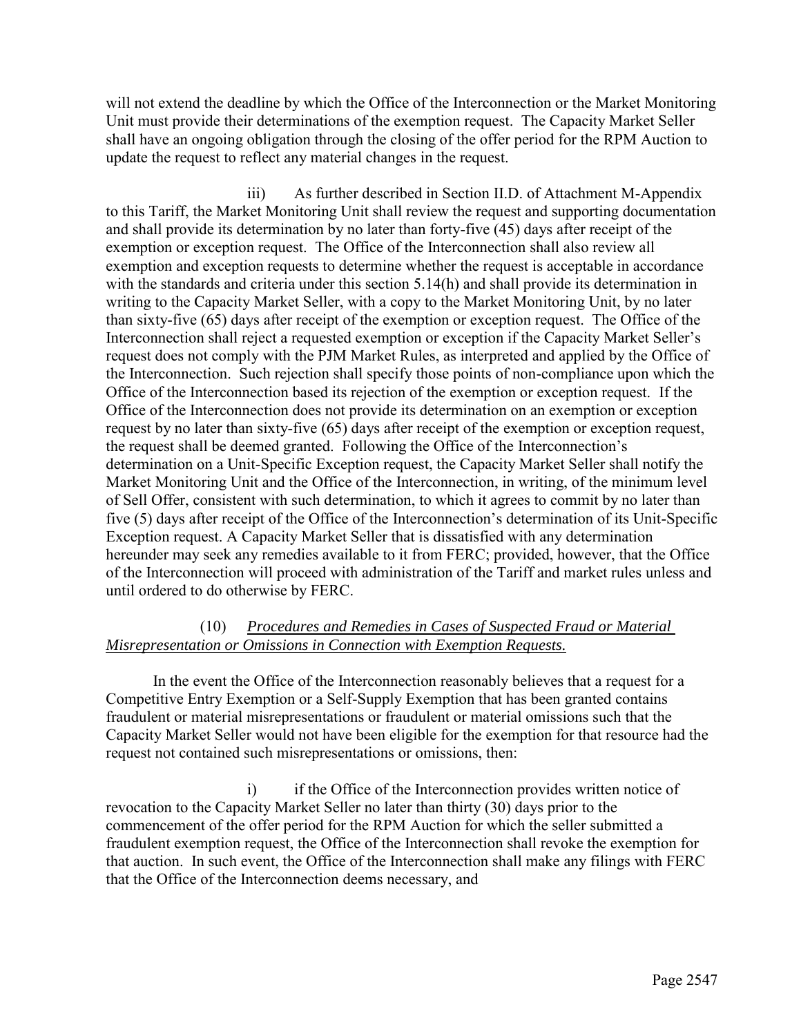will not extend the deadline by which the Office of the Interconnection or the Market Monitoring Unit must provide their determinations of the exemption request. The Capacity Market Seller shall have an ongoing obligation through the closing of the offer period for the RPM Auction to update the request to reflect any material changes in the request.

iii) As further described in Section II.D. of Attachment M-Appendix to this Tariff, the Market Monitoring Unit shall review the request and supporting documentation and shall provide its determination by no later than forty-five (45) days after receipt of the exemption or exception request. The Office of the Interconnection shall also review all exemption and exception requests to determine whether the request is acceptable in accordance with the standards and criteria under this section 5.14(h) and shall provide its determination in writing to the Capacity Market Seller, with a copy to the Market Monitoring Unit, by no later than sixty-five (65) days after receipt of the exemption or exception request. The Office of the Interconnection shall reject a requested exemption or exception if the Capacity Market Seller's request does not comply with the PJM Market Rules, as interpreted and applied by the Office of the Interconnection. Such rejection shall specify those points of non-compliance upon which the Office of the Interconnection based its rejection of the exemption or exception request. If the Office of the Interconnection does not provide its determination on an exemption or exception request by no later than sixty-five (65) days after receipt of the exemption or exception request, the request shall be deemed granted. Following the Office of the Interconnection's determination on a Unit-Specific Exception request, the Capacity Market Seller shall notify the Market Monitoring Unit and the Office of the Interconnection, in writing, of the minimum level of Sell Offer, consistent with such determination, to which it agrees to commit by no later than five (5) days after receipt of the Office of the Interconnection's determination of its Unit-Specific Exception request. A Capacity Market Seller that is dissatisfied with any determination hereunder may seek any remedies available to it from FERC; provided, however, that the Office of the Interconnection will proceed with administration of the Tariff and market rules unless and until ordered to do otherwise by FERC.

(10) *Procedures and Remedies in Cases of Suspected Fraud or Material Misrepresentation or Omissions in Connection with Exemption Requests.*

In the event the Office of the Interconnection reasonably believes that a request for a Competitive Entry Exemption or a Self-Supply Exemption that has been granted contains fraudulent or material misrepresentations or fraudulent or material omissions such that the Capacity Market Seller would not have been eligible for the exemption for that resource had the request not contained such misrepresentations or omissions, then:

i) if the Office of the Interconnection provides written notice of revocation to the Capacity Market Seller no later than thirty (30) days prior to the commencement of the offer period for the RPM Auction for which the seller submitted a fraudulent exemption request, the Office of the Interconnection shall revoke the exemption for that auction. In such event, the Office of the Interconnection shall make any filings with FERC that the Office of the Interconnection deems necessary, and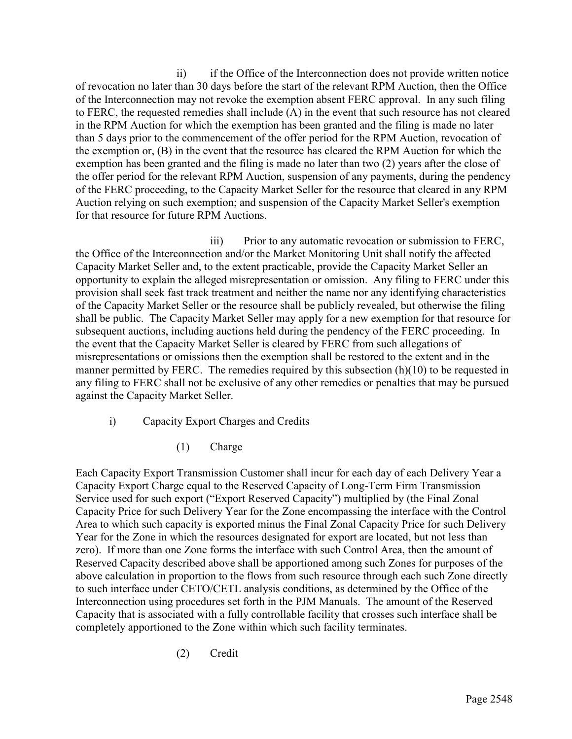ii) if the Office of the Interconnection does not provide written notice of revocation no later than 30 days before the start of the relevant RPM Auction, then the Office of the Interconnection may not revoke the exemption absent FERC approval. In any such filing to FERC, the requested remedies shall include (A) in the event that such resource has not cleared in the RPM Auction for which the exemption has been granted and the filing is made no later than 5 days prior to the commencement of the offer period for the RPM Auction, revocation of the exemption or, (B) in the event that the resource has cleared the RPM Auction for which the exemption has been granted and the filing is made no later than two (2) years after the close of the offer period for the relevant RPM Auction, suspension of any payments, during the pendency of the FERC proceeding, to the Capacity Market Seller for the resource that cleared in any RPM Auction relying on such exemption; and suspension of the Capacity Market Seller's exemption for that resource for future RPM Auctions.

iii) Prior to any automatic revocation or submission to FERC, the Office of the Interconnection and/or the Market Monitoring Unit shall notify the affected Capacity Market Seller and, to the extent practicable, provide the Capacity Market Seller an opportunity to explain the alleged misrepresentation or omission. Any filing to FERC under this provision shall seek fast track treatment and neither the name nor any identifying characteristics of the Capacity Market Seller or the resource shall be publicly revealed, but otherwise the filing shall be public. The Capacity Market Seller may apply for a new exemption for that resource for subsequent auctions, including auctions held during the pendency of the FERC proceeding. In the event that the Capacity Market Seller is cleared by FERC from such allegations of misrepresentations or omissions then the exemption shall be restored to the extent and in the manner permitted by FERC. The remedies required by this subsection (h)(10) to be requested in any filing to FERC shall not be exclusive of any other remedies or penalties that may be pursued against the Capacity Market Seller.

i) Capacity Export Charges and Credits

(1) Charge

Each Capacity Export Transmission Customer shall incur for each day of each Delivery Year a Capacity Export Charge equal to the Reserved Capacity of Long-Term Firm Transmission Service used for such export ("Export Reserved Capacity") multiplied by (the Final Zonal Capacity Price for such Delivery Year for the Zone encompassing the interface with the Control Area to which such capacity is exported minus the Final Zonal Capacity Price for such Delivery Year for the Zone in which the resources designated for export are located, but not less than zero). If more than one Zone forms the interface with such Control Area, then the amount of Reserved Capacity described above shall be apportioned among such Zones for purposes of the above calculation in proportion to the flows from such resource through each such Zone directly to such interface under CETO/CETL analysis conditions, as determined by the Office of the Interconnection using procedures set forth in the PJM Manuals. The amount of the Reserved Capacity that is associated with a fully controllable facility that crosses such interface shall be completely apportioned to the Zone within which such facility terminates.

(2) Credit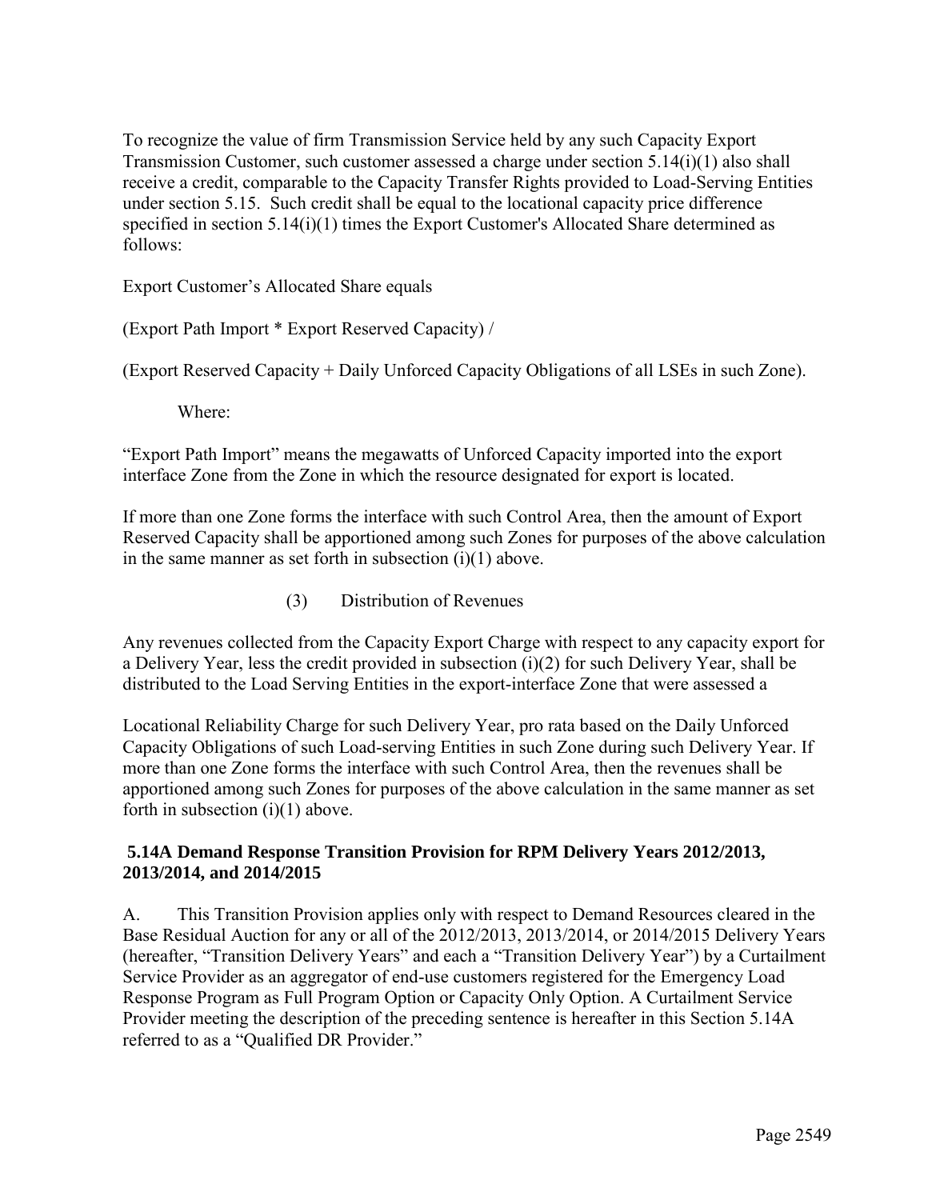To recognize the value of firm Transmission Service held by any such Capacity Export Transmission Customer, such customer assessed a charge under section 5.14(i)(1) also shall receive a credit, comparable to the Capacity Transfer Rights provided to Load-Serving Entities under section 5.15. Such credit shall be equal to the locational capacity price difference specified in section 5.14(i)(1) times the Export Customer's Allocated Share determined as follows:

Export Customer's Allocated Share equals

(Export Path Import * Export Reserved Capacity) /

(Export Reserved Capacity + Daily Unforced Capacity Obligations of all LSEs in such Zone).

Where:

"Export Path Import" means the megawatts of Unforced Capacity imported into the export interface Zone from the Zone in which the resource designated for export is located.

If more than one Zone forms the interface with such Control Area, then the amount of Export Reserved Capacity shall be apportioned among such Zones for purposes of the above calculation in the same manner as set forth in subsection (i)(1) above.

(3) Distribution of Revenues

Any revenues collected from the Capacity Export Charge with respect to any capacity export for a Delivery Year, less the credit provided in subsection (i)(2) for such Delivery Year, shall be distributed to the Load Serving Entities in the export-interface Zone that were assessed a

Locational Reliability Charge for such Delivery Year, pro rata based on the Daily Unforced Capacity Obligations of such Load-serving Entities in such Zone during such Delivery Year. If more than one Zone forms the interface with such Control Area, then the revenues shall be apportioned among such Zones for purposes of the above calculation in the same manner as set forth in subsection (i)(1) above.

### 5.14A Demand Response Transition Provision for RPM Delivery Years 2012/2013, 2013/2014, and 2014/2015

A. This Transition Provision applies only with respect to Demand Resources cleared in the Base Residual Auction for any or all of the 2012/2013, 2013/2014, or 2014/2015 Delivery Years (hereafter, "Transition Delivery Years" and each a "Transition Delivery Year") by a Curtailment Service Provider as an aggregator of end-use customers registered for the Emergency Load Response Program as Full Program Option or Capacity Only Option. A Curtailment Service Provider meeting the description of the preceding sentence is hereafter in this Section 5.14A referred to as a "Qualified DR Provider."